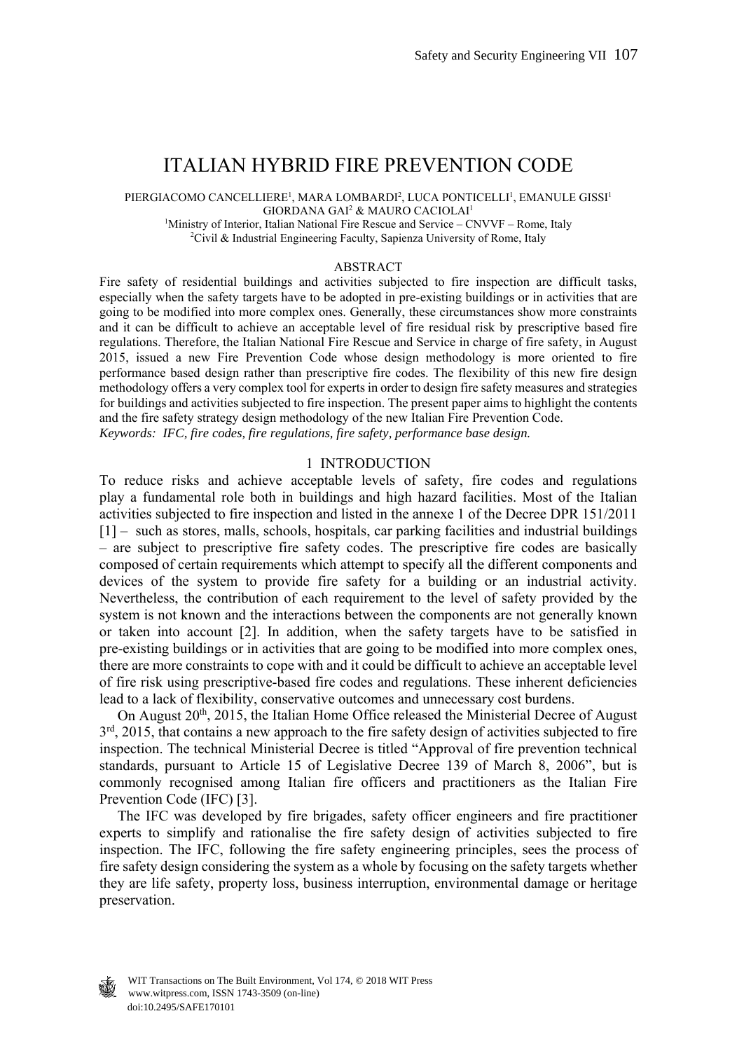# ITALIAN HYBRID FIRE PREVENTION CODE

PIERGIACOMO CANCELLIERE[1], MARA LOMBARDI[2], LUCA PONTICELLI[1], EMANULE GISSI[1]
GIORDANA GAI[2] & MAURO CACIOLAI[1]

[1]Ministry of Interior, Italian National Fire Rescue and Service – CNVVF – Rome, Italy
[2]Civil & Industrial Engineering Faculty, Sapienza University of Rome, Italy

## ABSTRACT

Fire safety of residential buildings and activities subjected to fire inspection are difficult tasks, especially when the safety targets have to be adopted in pre-existing buildings or in activities that are going to be modified into more complex ones. Generally, these circumstances show more constraints and it can be difficult to achieve an acceptable level of fire residual risk by prescriptive based fire regulations. Therefore, the Italian National Fire Rescue and Service in charge of fire safety, in August 2015, issued a new Fire Prevention Code whose design methodology is more oriented to fire performance based design rather than prescriptive fire codes. The flexibility of this new fire design methodology offers a very complex tool for experts in order to design fire safety measures and strategies for buildings and activities subjected to fire inspection. The present paper aims to highlight the contents and the fire safety strategy design methodology of the new Italian Fire Prevention Code.

*Keywords: IFC, fire codes, fire regulations, fire safety, performance base design.*

## 1 INTRODUCTION

To reduce risks and achieve acceptable levels of safety, fire codes and regulations play a fundamental role both in buildings and high hazard facilities. Most of the Italian activities subjected to fire inspection and listed in the annexe 1 of the Decree DPR 151/2011 [1] – such as stores, malls, schools, hospitals, car parking facilities and industrial buildings – are subject to prescriptive fire safety codes. The prescriptive fire codes are basically composed of certain requirements which attempt to specify all the different components and devices of the system to provide fire safety for a building or an industrial activity. Nevertheless, the contribution of each requirement to the level of safety provided by the system is not known and the interactions between the components are not generally known or taken into account [2]. In addition, when the safety targets have to be satisfied in pre-existing buildings or in activities that are going to be modified into more complex ones, there are more constraints to cope with and it could be difficult to achieve an acceptable level of fire risk using prescriptive-based fire codes and regulations. These inherent deficiencies lead to a lack of flexibility, conservative outcomes and unnecessary cost burdens.

On August 20th, 2015, the Italian Home Office released the Ministerial Decree of August 3rd, 2015, that contains a new approach to the fire safety design of activities subjected to fire inspection. The technical Ministerial Decree is titled "Approval of fire prevention technical standards, pursuant to Article 15 of Legislative Decree 139 of March 8, 2006", but is commonly recognised among Italian fire officers and practitioners as the Italian Fire Prevention Code (IFC) [3].

The IFC was developed by fire brigades, safety officer engineers and fire practitioner experts to simplify and rationalise the fire safety design of activities subjected to fire inspection. The IFC, following the fire safety engineering principles, sees the process of fire safety design considering the system as a whole by focusing on the safety targets whether they are life safety, property loss, business interruption, environmental damage or heritage preservation.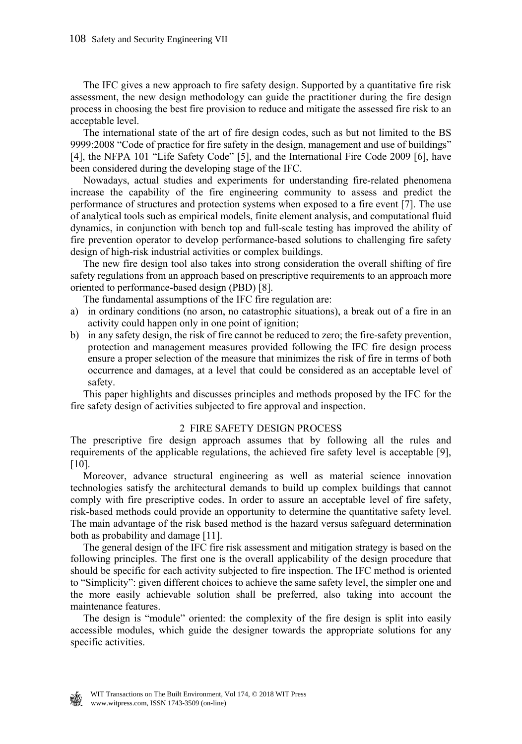The IFC gives a new approach to fire safety design. Supported by a quantitative fire risk assessment, the new design methodology can guide the practitioner during the fire design process in choosing the best fire provision to reduce and mitigate the assessed fire risk to an acceptable level.

The international state of the art of fire design codes, such as but not limited to the BS 9999:2008 "Code of practice for fire safety in the design, management and use of buildings" [4], the NFPA 101 "Life Safety Code" [5], and the International Fire Code 2009 [6], have been considered during the developing stage of the IFC.

Nowadays, actual studies and experiments for understanding fire-related phenomena increase the capability of the fire engineering community to assess and predict the performance of structures and protection systems when exposed to a fire event [7]. The use of analytical tools such as empirical models, finite element analysis, and computational fluid dynamics, in conjunction with bench top and full-scale testing has improved the ability of fire prevention operator to develop performance-based solutions to challenging fire safety design of high-risk industrial activities or complex buildings.

The new fire design tool also takes into strong consideration the overall shifting of fire safety regulations from an approach based on prescriptive requirements to an approach more oriented to performance-based design (PBD) [8].

The fundamental assumptions of the IFC fire regulation are:

a) in ordinary conditions (no arson, no catastrophic situations), a break out of a fire in an activity could happen only in one point of ignition;
b) in any safety design, the risk of fire cannot be reduced to zero; the fire-safety prevention, protection and management measures provided following the IFC fire design process ensure a proper selection of the measure that minimizes the risk of fire in terms of both occurrence and damages, at a level that could be considered as an acceptable level of safety.

This paper highlights and discusses principles and methods proposed by the IFC for the fire safety design of activities subjected to fire approval and inspection.

## 2 FIRE SAFETY DESIGN PROCESS

The prescriptive fire design approach assumes that by following all the rules and requirements of the applicable regulations, the achieved fire safety level is acceptable [9], [10].

Moreover, advance structural engineering as well as material science innovation technologies satisfy the architectural demands to build up complex buildings that cannot comply with fire prescriptive codes. In order to assure an acceptable level of fire safety, risk-based methods could provide an opportunity to determine the quantitative safety level. The main advantage of the risk based method is the hazard versus safeguard determination both as probability and damage [11].

The general design of the IFC fire risk assessment and mitigation strategy is based on the following principles. The first one is the overall applicability of the design procedure that should be specific for each activity subjected to fire inspection. The IFC method is oriented to "Simplicity": given different choices to achieve the same safety level, the simpler one and the more easily achievable solution shall be preferred, also taking into account the maintenance features.

The design is "module" oriented: the complexity of the fire design is split into easily accessible modules, which guide the designer towards the appropriate solutions for any specific activities.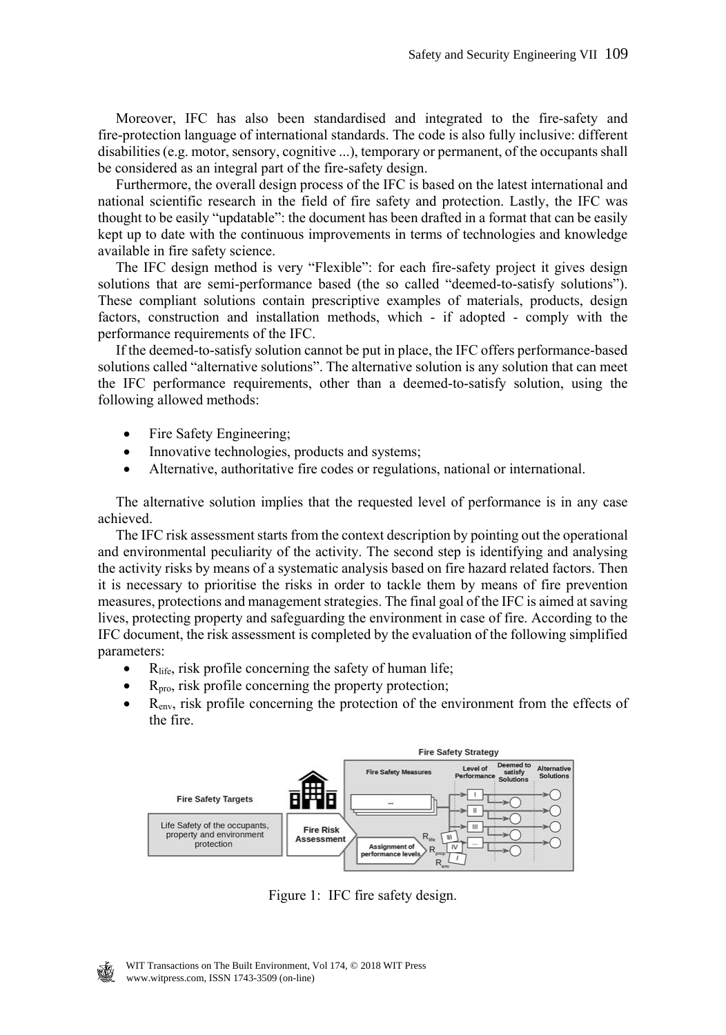Moreover, IFC has also been standardised and integrated to the fire-safety and fire-protection language of international standards. The code is also fully inclusive: different disabilities (e.g. motor, sensory, cognitive ...), temporary or permanent, of the occupants shall be considered as an integral part of the fire-safety design.

Furthermore, the overall design process of the IFC is based on the latest international and national scientific research in the field of fire safety and protection. Lastly, the IFC was thought to be easily "updatable": the document has been drafted in a format that can be easily kept up to date with the continuous improvements in terms of technologies and knowledge available in fire safety science.

The IFC design method is very "Flexible": for each fire-safety project it gives design solutions that are semi-performance based (the so called "deemed-to-satisfy solutions"). These compliant solutions contain prescriptive examples of materials, products, design factors, construction and installation methods, which - if adopted - comply with the performance requirements of the IFC.

If the deemed-to-satisfy solution cannot be put in place, the IFC offers performance-based solutions called "alternative solutions". The alternative solution is any solution that can meet the IFC performance requirements, other than a deemed-to-satisfy solution, using the following allowed methods:

- Fire Safety Engineering;
- Innovative technologies, products and systems;
- Alternative, authoritative fire codes or regulations, national or international.

The alternative solution implies that the requested level of performance is in any case achieved.

The IFC risk assessment starts from the context description by pointing out the operational and environmental peculiarity of the activity. The second step is identifying and analysing the activity risks by means of a systematic analysis based on fire hazard related factors. Then it is necessary to prioritise the risks in order to tackle them by means of fire prevention measures, protections and management strategies. The final goal of the IFC is aimed at saving lives, protecting property and safeguarding the environment in case of fire. According to the IFC document, the risk assessment is completed by the evaluation of the following simplified parameters:

- $R_{life}$, risk profile concerning the safety of human life;
- $R_{pro}$, risk profile concerning the property protection;
- $R_{env}$, risk profile concerning the protection of the environment from the effects of the fire.

Figure 1: IFC fire safety design.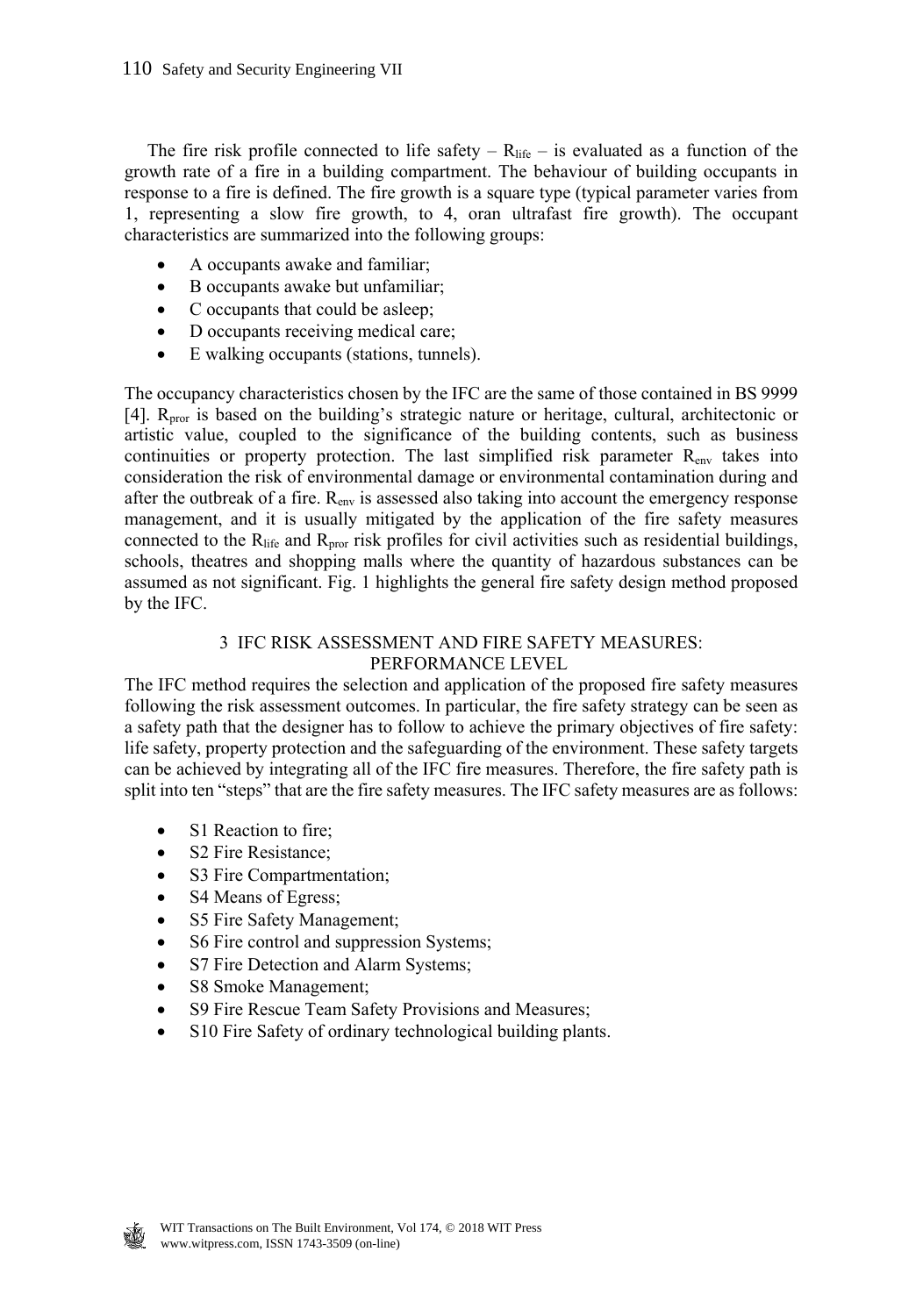The fire risk profile connected to life safety – $R_{life}$ – is evaluated as a function of the growth rate of a fire in a building compartment. The behaviour of building occupants in response to a fire is defined. The fire growth is a square type (typical parameter varies from 1, representing a slow fire growth, to 4, oran ultrafast fire growth). The occupant characteristics are summarized into the following groups:

- A occupants awake and familiar;
- B occupants awake but unfamiliar;
- C occupants that could be asleep;
- D occupants receiving medical care;
- E walking occupants (stations, tunnels).

The occupancy characteristics chosen by the IFC are the same of those contained in BS 9999 [4]. $R_{pror}$ is based on the building's strategic nature or heritage, cultural, architectonic or artistic value, coupled to the significance of the building contents, such as business continuities or property protection. The last simplified risk parameter $R_{env}$ takes into consideration the risk of environmental damage or environmental contamination during and after the outbreak of a fire. $R_{env}$ is assessed also taking into account the emergency response management, and it is usually mitigated by the application of the fire safety measures connected to the $R_{life}$ and $R_{pror}$ risk profiles for civil activities such as residential buildings, schools, theatres and shopping malls where the quantity of hazardous substances can be assumed as not significant. Fig. 1 highlights the general fire safety design method proposed by the IFC.

## 3 IFC RISK ASSESSMENT AND FIRE SAFETY MEASURES: PERFORMANCE LEVEL

The IFC method requires the selection and application of the proposed fire safety measures following the risk assessment outcomes. In particular, the fire safety strategy can be seen as a safety path that the designer has to follow to achieve the primary objectives of fire safety: life safety, property protection and the safeguarding of the environment. These safety targets can be achieved by integrating all of the IFC fire measures. Therefore, the fire safety path is split into ten "steps" that are the fire safety measures. The IFC safety measures are as follows:

- S1 Reaction to fire;
- S2 Fire Resistance;
- S3 Fire Compartmentation;
- S4 Means of Egress;
- S5 Fire Safety Management;
- S6 Fire control and suppression Systems;
- S7 Fire Detection and Alarm Systems;
- S8 Smoke Management;
- S9 Fire Rescue Team Safety Provisions and Measures;
- S10 Fire Safety of ordinary technological building plants.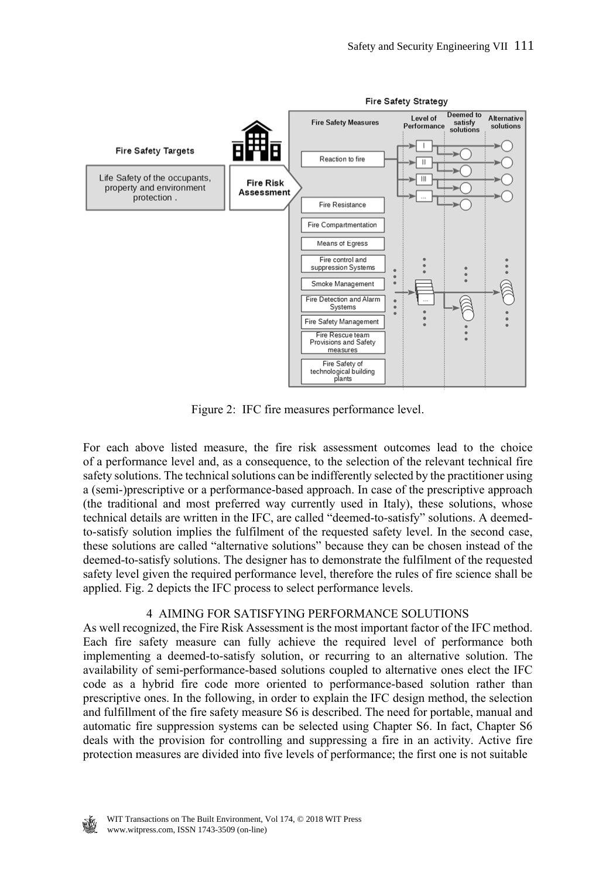Figure 2: IFC fire measures performance level.

For each above listed measure, the fire risk assessment outcomes lead to the choice of a performance level and, as a consequence, to the selection of the relevant technical fire safety solutions. The technical solutions can be indifferently selected by the practitioner using a (semi-)prescriptive or a performance-based approach. In case of the prescriptive approach (the traditional and most preferred way currently used in Italy), these solutions, whose technical details are written in the IFC, are called "deemed-to-satisfy" solutions. A deemed-to-satisfy solution implies the fulfilment of the requested safety level. In the second case, these solutions are called "alternative solutions" because they can be chosen instead of the deemed-to-satisfy solutions. The designer has to demonstrate the fulfilment of the requested safety level given the required performance level, therefore the rules of fire science shall be applied. Fig. 2 depicts the IFC process to select performance levels.

## 4 AIMING FOR SATISFYING PERFORMANCE SOLUTIONS

As well recognized, the Fire Risk Assessment is the most important factor of the IFC method. Each fire safety measure can fully achieve the required level of performance both implementing a deemed-to-satisfy solution, or recurring to an alternative solution. The availability of semi-performance-based solutions coupled to alternative ones elect the IFC code as a hybrid fire code more oriented to performance-based solution rather than prescriptive ones. In the following, in order to explain the IFC design method, the selection and fulfillment of the fire safety measure S6 is described. The need for portable, manual and automatic fire suppression systems can be selected using Chapter S6. In fact, Chapter S6 deals with the provision for controlling and suppressing a fire in an activity. Active fire protection measures are divided into five levels of performance; the first one is not suitable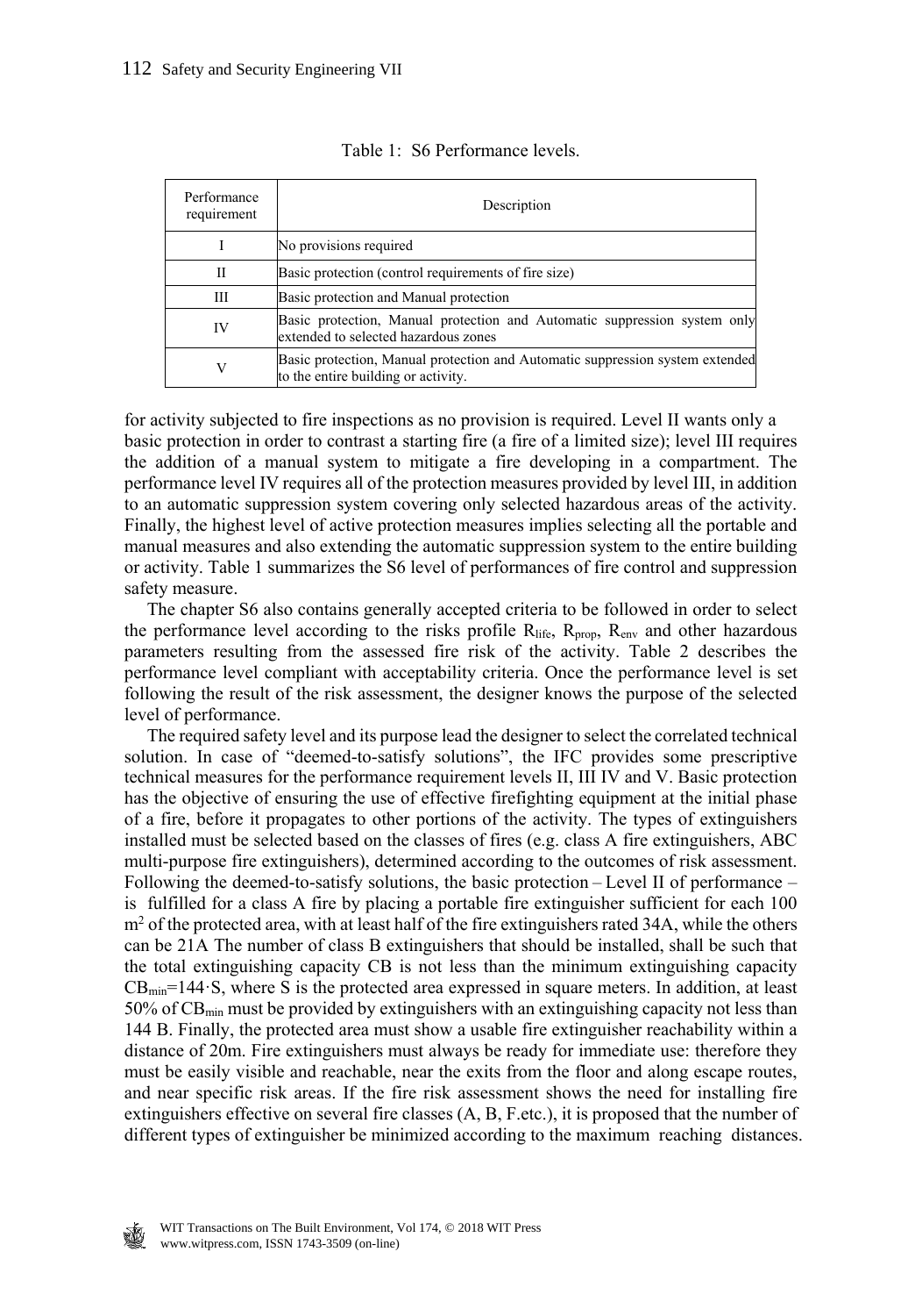Table 1: S6 Performance levels.

| Performance requirement | Description |
|---|---|
| I | No provisions required |
| II | Basic protection (control requirements of fire size) |
| III | Basic protection and Manual protection |
| IV | Basic protection, Manual protection and Automatic suppression system only extended to selected hazardous zones |
| V | Basic protection, Manual protection and Automatic suppression system extended to the entire building or activity. |

for activity subjected to fire inspections as no provision is required. Level II wants only a basic protection in order to contrast a starting fire (a fire of a limited size); level III requires the addition of a manual system to mitigate a fire developing in a compartment. The performance level IV requires all of the protection measures provided by level III, in addition to an automatic suppression system covering only selected hazardous areas of the activity. Finally, the highest level of active protection measures implies selecting all the portable and manual measures and also extending the automatic suppression system to the entire building or activity. Table 1 summarizes the S6 level of performances of fire control and suppression safety measure.

The chapter S6 also contains generally accepted criteria to be followed in order to select the performance level according to the risks profile $R_{life}$, $R_{prop}$, $R_{env}$ and other hazardous parameters resulting from the assessed fire risk of the activity. Table 2 describes the performance level compliant with acceptability criteria. Once the performance level is set following the result of the risk assessment, the designer knows the purpose of the selected level of performance.

The required safety level and its purpose lead the designer to select the correlated technical solution. In case of "deemed-to-satisfy solutions", the IFC provides some prescriptive technical measures for the performance requirement levels II, III IV and V. Basic protection has the objective of ensuring the use of effective firefighting equipment at the initial phase of a fire, before it propagates to other portions of the activity. The types of extinguishers installed must be selected based on the classes of fires (e.g. class A fire extinguishers, ABC multi-purpose fire extinguishers), determined according to the outcomes of risk assessment. Following the deemed-to-satisfy solutions, the basic protection – Level II of performance – is fulfilled for a class A fire by placing a portable fire extinguisher sufficient for each 100 $m^2$ of the protected area, with at least half of the fire extinguishers rated 34A, while the others can be 21A The number of class B extinguishers that should be installed, shall be such that the total extinguishing capacity CB is not less than the minimum extinguishing capacity $CB_{min}=144 \cdot S$, where S is the protected area expressed in square meters. In addition, at least 50% of $CB_{min}$ must be provided by extinguishers with an extinguishing capacity not less than 144 B. Finally, the protected area must show a usable fire extinguisher reachability within a distance of 20m. Fire extinguishers must always be ready for immediate use: therefore they must be easily visible and reachable, near the exits from the floor and along escape routes, and near specific risk areas. If the fire risk assessment shows the need for installing fire extinguishers effective on several fire classes (A, B, F.etc.), it is proposed that the number of different types of extinguisher be minimized according to the maximum reaching distances.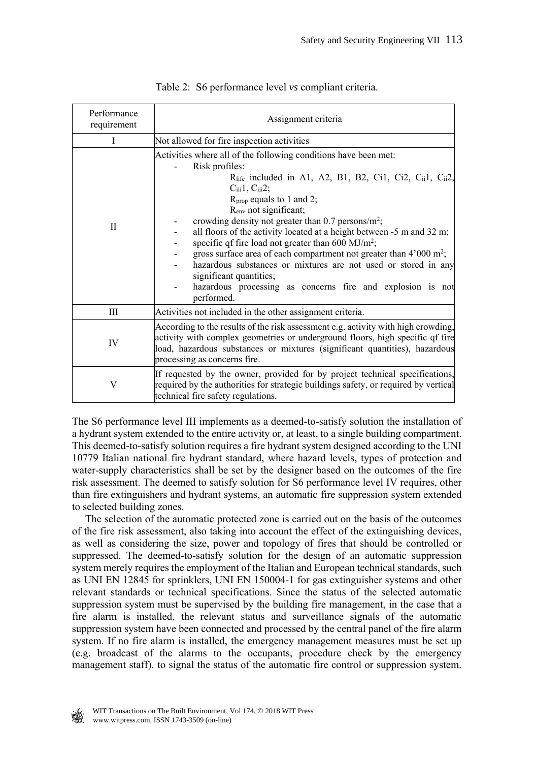Table 2: S6 performance level *vs* compliant criteria.

| Performance requirement | Assignment criteria |
| --- | --- |
| I | Not allowed for fire inspection activities |
| II | Activities where all of the following conditions have been met:<br>- Risk profiles:<br>$R_{life}$ included in A1, A2, B1, B2, Ci1, Ci2, $C_{ii}1$, $C_{ii}2$, $C_{iii}1$, $C_{iii}2$;<br>$R_{prop}$ equals to 1 and 2;<br>$R_{env}$ not significant;<br>- crowding density not greater than 0.7 persons/m$^2$;<br>- all floors of the activity located at a height between -5 m and 32 m;<br>- specific qf fire load not greater than 600 MJ/m$^2$;<br>- gross surface area of each compartment not greater than 4'000 m$^2$;<br>- hazardous substances or mixtures are not used or stored in any significant quantities;<br>- hazardous processing as concerns fire and explosion is not performed. |
| III | Activities not included in the other assignment criteria. |
| IV | According to the results of the risk assessment e.g. activity with high crowding, activity with complex geometries or underground floors, high specific qf fire load, hazardous substances or mixtures (significant quantities), hazardous processing as concerns fire. |
| V | If requested by the owner, provided for by project technical specifications, required by the authorities for strategic buildings safety, or required by vertical technical fire safety regulations. |

The S6 performance level III implements as a deemed-to-satisfy solution the installation of a hydrant system extended to the entire activity or, at least, to a single building compartment. This deemed-to-satisfy solution requires a fire hydrant system designed according to the UNI 10779 Italian national fire hydrant standard, where hazard levels, types of protection and water-supply characteristics shall be set by the designer based on the outcomes of the fire risk assessment. The deemed to satisfy solution for S6 performance level IV requires, other than fire extinguishers and hydrant systems, an automatic fire suppression system extended to selected building zones.

The selection of the automatic protected zone is carried out on the basis of the outcomes of the fire risk assessment, also taking into account the effect of the extinguishing devices, as well as considering the size, power and topology of fires that should be controlled or suppressed. The deemed-to-satisfy solution for the design of an automatic suppression system merely requires the employment of the Italian and European technical standards, such as UNI EN 12845 for sprinklers, UNI EN 150004-1 for gas extinguisher systems and other relevant standards or technical specifications. Since the status of the selected automatic suppression system must be supervised by the building fire management, in the case that a fire alarm is installed, the relevant status and surveillance signals of the automatic suppression system have been connected and processed by the central panel of the fire alarm system. If no fire alarm is installed, the emergency management measures must be set up (e.g. broadcast of the alarms to the occupants, procedure check by the emergency management staff). to signal the status of the automatic fire control or suppression system.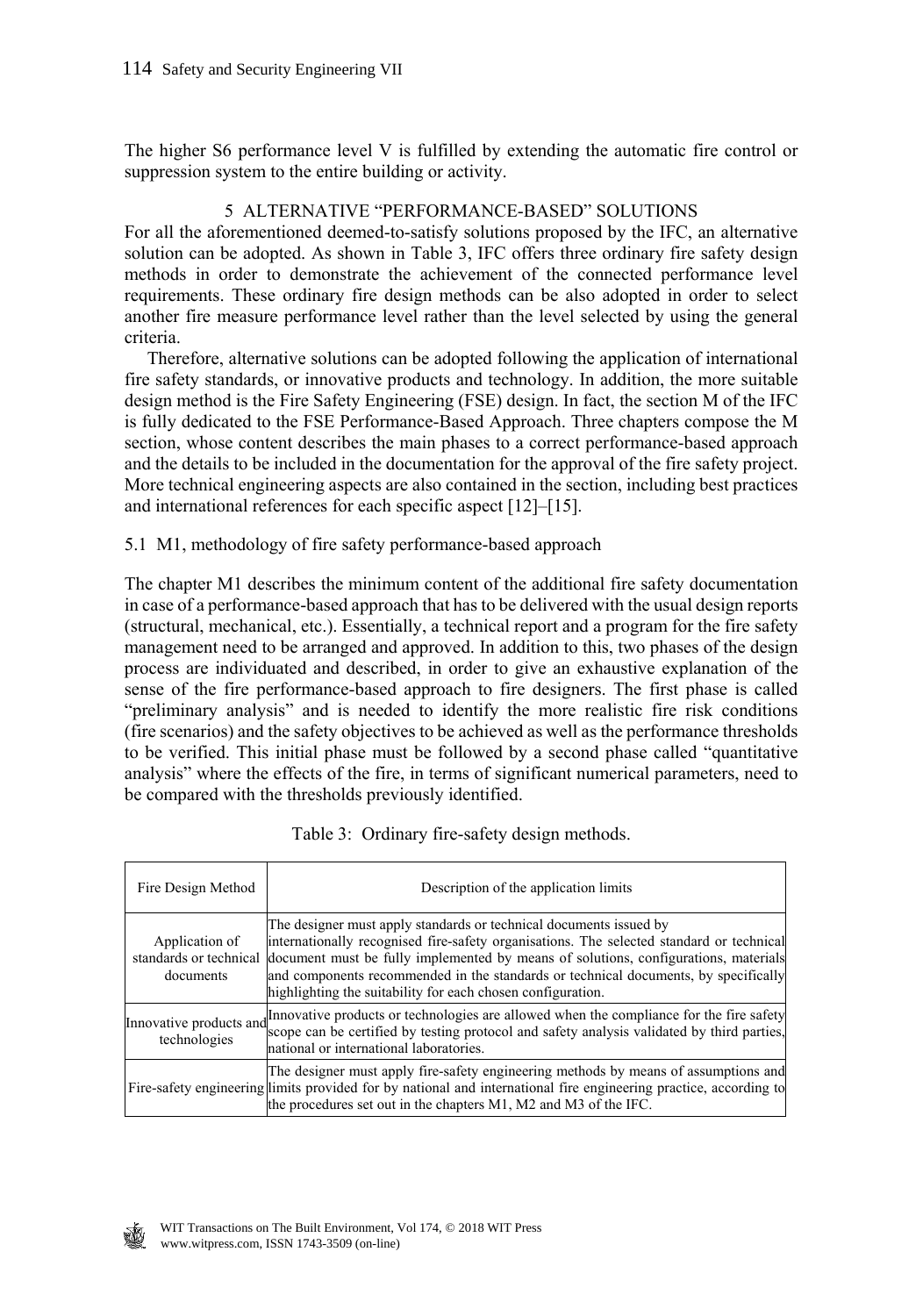The higher S6 performance level V is fulfilled by extending the automatic fire control or suppression system to the entire building or activity.

## 5 ALTERNATIVE "PERFORMANCE-BASED" SOLUTIONS

For all the aforementioned deemed-to-satisfy solutions proposed by the IFC, an alternative solution can be adopted. As shown in Table 3, IFC offers three ordinary fire safety design methods in order to demonstrate the achievement of the connected performance level requirements. These ordinary fire design methods can be also adopted in order to select another fire measure performance level rather than the level selected by using the general criteria.

Therefore, alternative solutions can be adopted following the application of international fire safety standards, or innovative products and technology. In addition, the more suitable design method is the Fire Safety Engineering (FSE) design. In fact, the section M of the IFC is fully dedicated to the FSE Performance-Based Approach. Three chapters compose the M section, whose content describes the main phases to a correct performance-based approach and the details to be included in the documentation for the approval of the fire safety project. More technical engineering aspects are also contained in the section, including best practices and international references for each specific aspect [12]–[15].

### 5.1 M1, methodology of fire safety performance-based approach

The chapter M1 describes the minimum content of the additional fire safety documentation in case of a performance-based approach that has to be delivered with the usual design reports (structural, mechanical, etc.). Essentially, a technical report and a program for the fire safety management need to be arranged and approved. In addition to this, two phases of the design process are individuated and described, in order to give an exhaustive explanation of the sense of the fire performance-based approach to fire designers. The first phase is called "preliminary analysis" and is needed to identify the more realistic fire risk conditions (fire scenarios) and the safety objectives to be achieved as well as the performance thresholds to be verified. This initial phase must be followed by a second phase called "quantitative analysis" where the effects of the fire, in terms of significant numerical parameters, need to be compared with the thresholds previously identified.

Table 3: Ordinary fire-safety design methods.

| Fire Design Method | Description of the application limits |
|---|---|
| Application of standards or technical documents | The designer must apply standards or technical documents issued by internationally recognised fire-safety organisations. The selected standard or technical document must be fully implemented by means of solutions, configurations, materials and components recommended in the standards or technical documents, by specifically highlighting the suitability for each chosen configuration. |
| Innovative products and technologies | Innovative products or technologies are allowed when the compliance for the fire safety scope can be certified by testing protocol and safety analysis validated by third parties, national or international laboratories. |
| Fire-safety engineering | The designer must apply fire-safety engineering methods by means of assumptions and limits provided for by national and international fire engineering practice, according to the procedures set out in the chapters M1, M2 and M3 of the IFC. |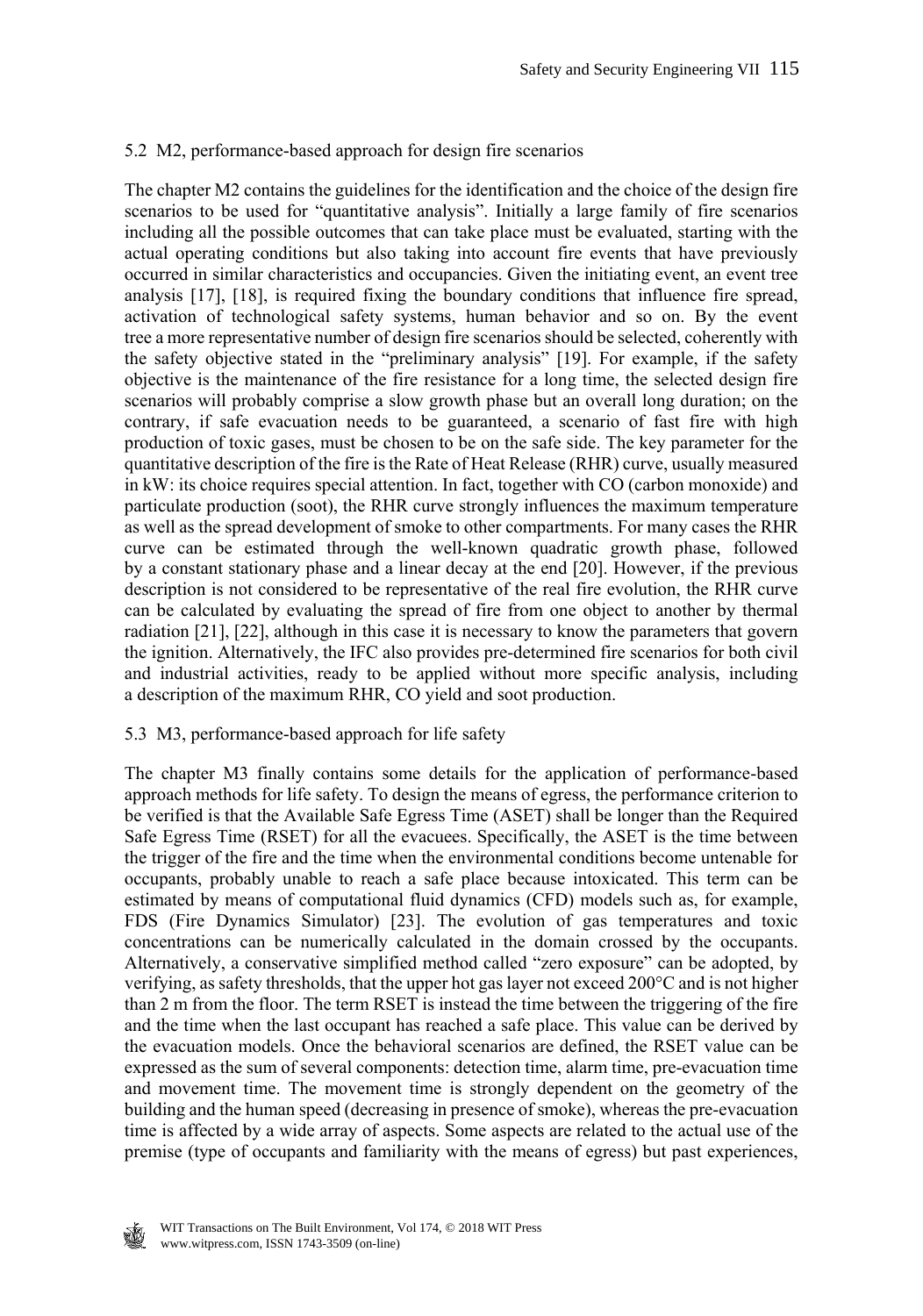## 5.2 M2, performance-based approach for design fire scenarios

The chapter M2 contains the guidelines for the identification and the choice of the design fire scenarios to be used for "quantitative analysis". Initially a large family of fire scenarios including all the possible outcomes that can take place must be evaluated, starting with the actual operating conditions but also taking into account fire events that have previously occurred in similar characteristics and occupancies. Given the initiating event, an event tree analysis [17], [18], is required fixing the boundary conditions that influence fire spread, activation of technological safety systems, human behavior and so on. By the event tree a more representative number of design fire scenarios should be selected, coherently with the safety objective stated in the "preliminary analysis" [19]. For example, if the safety objective is the maintenance of the fire resistance for a long time, the selected design fire scenarios will probably comprise a slow growth phase but an overall long duration; on the contrary, if safe evacuation needs to be guaranteed, a scenario of fast fire with high production of toxic gases, must be chosen to be on the safe side. The key parameter for the quantitative description of the fire is the Rate of Heat Release (RHR) curve, usually measured in kW: its choice requires special attention. In fact, together with CO (carbon monoxide) and particulate production (soot), the RHR curve strongly influences the maximum temperature as well as the spread development of smoke to other compartments. For many cases the RHR curve can be estimated through the well-known quadratic growth phase, followed by a constant stationary phase and a linear decay at the end [20]. However, if the previous description is not considered to be representative of the real fire evolution, the RHR curve can be calculated by evaluating the spread of fire from one object to another by thermal radiation [21], [22], although in this case it is necessary to know the parameters that govern the ignition. Alternatively, the IFC also provides pre-determined fire scenarios for both civil and industrial activities, ready to be applied without more specific analysis, including a description of the maximum RHR, CO yield and soot production.

## 5.3 M3, performance-based approach for life safety

The chapter M3 finally contains some details for the application of performance-based approach methods for life safety. To design the means of egress, the performance criterion to be verified is that the Available Safe Egress Time (ASET) shall be longer than the Required Safe Egress Time (RSET) for all the evacuees. Specifically, the ASET is the time between the trigger of the fire and the time when the environmental conditions become untenable for occupants, probably unable to reach a safe place because intoxicated. This term can be estimated by means of computational fluid dynamics (CFD) models such as, for example, FDS (Fire Dynamics Simulator) [23]. The evolution of gas temperatures and toxic concentrations can be numerically calculated in the domain crossed by the occupants. Alternatively, a conservative simplified method called "zero exposure" can be adopted, by verifying, as safety thresholds, that the upper hot gas layer not exceed 200°C and is not higher than 2 m from the floor. The term RSET is instead the time between the triggering of the fire and the time when the last occupant has reached a safe place. This value can be derived by the evacuation models. Once the behavioral scenarios are defined, the RSET value can be expressed as the sum of several components: detection time, alarm time, pre-evacuation time and movement time. The movement time is strongly dependent on the geometry of the building and the human speed (decreasing in presence of smoke), whereas the pre-evacuation time is affected by a wide array of aspects. Some aspects are related to the actual use of the premise (type of occupants and familiarity with the means of egress) but past experiences,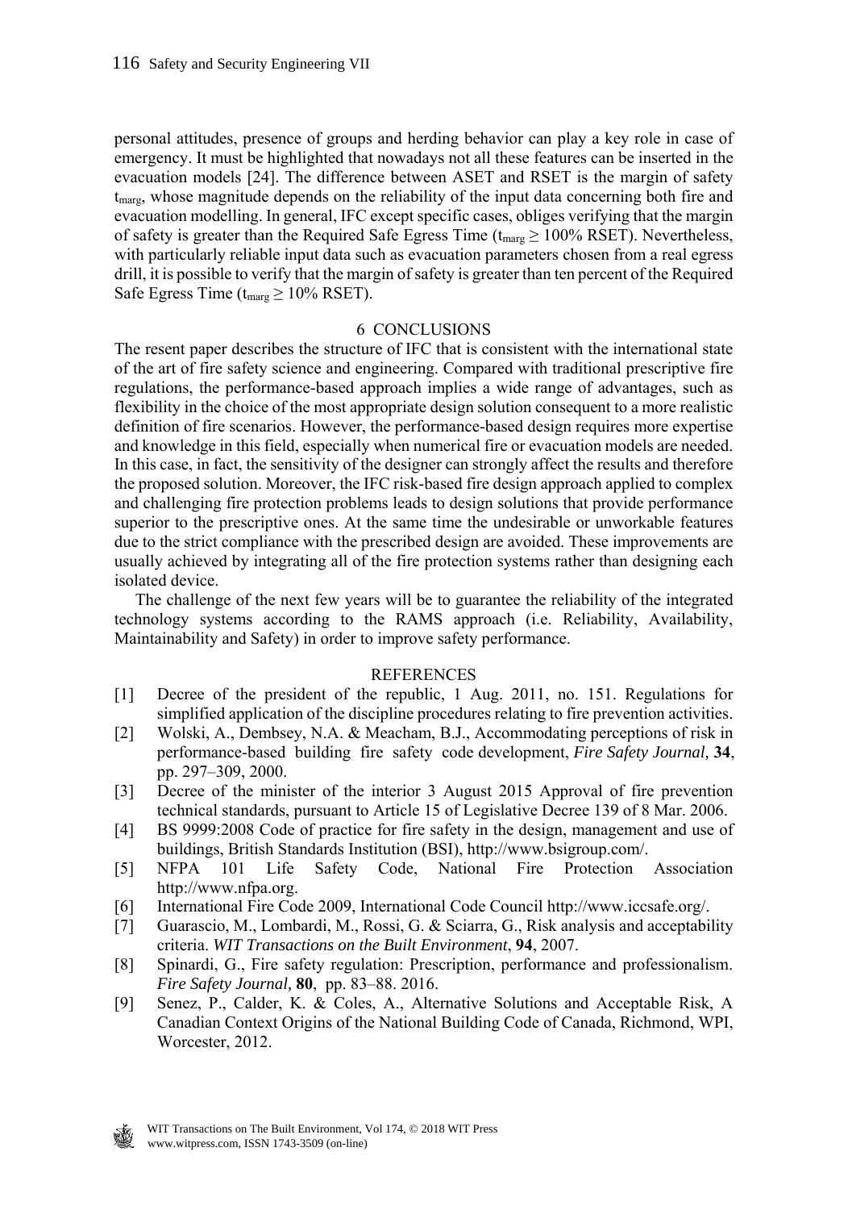personal attitudes, presence of groups and herding behavior can play a key role in case of emergency. It must be highlighted that nowadays not all these features can be inserted in the evacuation models [24]. The difference between ASET and RSET is the margin of safety $t_{marg}$, whose magnitude depends on the reliability of the input data concerning both fire and evacuation modelling. In general, IFC except specific cases, obliges verifying that the margin of safety is greater than the Required Safe Egress Time ($t_{marg} \geq 100\%$ RSET). Nevertheless, with particularly reliable input data such as evacuation parameters chosen from a real egress drill, it is possible to verify that the margin of safety is greater than ten percent of the Required Safe Egress Time ($t_{marg} \geq 10\%$ RSET).

## 6 CONCLUSIONS

The resent paper describes the structure of IFC that is consistent with the international state of the art of fire safety science and engineering. Compared with traditional prescriptive fire regulations, the performance-based approach implies a wide range of advantages, such as flexibility in the choice of the most appropriate design solution consequent to a more realistic definition of fire scenarios. However, the performance-based design requires more expertise and knowledge in this field, especially when numerical fire or evacuation models are needed. In this case, in fact, the sensitivity of the designer can strongly affect the results and therefore the proposed solution. Moreover, the IFC risk-based fire design approach applied to complex and challenging fire protection problems leads to design solutions that provide performance superior to the prescriptive ones. At the same time the undesirable or unworkable features due to the strict compliance with the prescribed design are avoided. These improvements are usually achieved by integrating all of the fire protection systems rather than designing each isolated device.

The challenge of the next few years will be to guarantee the reliability of the integrated technology systems according to the RAMS approach (i.e. Reliability, Availability, Maintainability and Safety) in order to improve safety performance.

## REFERENCES

[1] Decree of the president of the republic, 1 Aug. 2011, no. 151. Regulations for simplified application of the discipline procedures relating to fire prevention activities.

[2] Wolski, A., Dembsey, N.A. & Meacham, B.J., Accommodating perceptions of risk in performance-based building fire safety code development, *Fire Safety Journal,* **34**, pp. 297–309, 2000.

[3] Decree of the minister of the interior 3 August 2015 Approval of fire prevention technical standards, pursuant to Article 15 of Legislative Decree 139 of 8 Mar. 2006.

[4] BS 9999:2008 Code of practice for fire safety in the design, management and use of buildings, British Standards Institution (BSI), http://www.bsigroup.com/.

[5] NFPA 101 Life Safety Code, National Fire Protection Association http://www.nfpa.org.

[6] International Fire Code 2009, International Code Council http://www.iccsafe.org/.

[7] Guarascio, M., Lombardi, M., Rossi, G. & Sciarra, G., Risk analysis and acceptability criteria. *WIT Transactions on the Built Environment*, **94**, 2007.

[8] Spinardi, G., Fire safety regulation: Prescription, performance and professionalism. *Fire Safety Journal,* **80**, pp. 83–88. 2016.

[9] Senez, P., Calder, K. & Coles, A., Alternative Solutions and Acceptable Risk, A Canadian Context Origins of the National Building Code of Canada, Richmond, WPI, Worcester, 2012.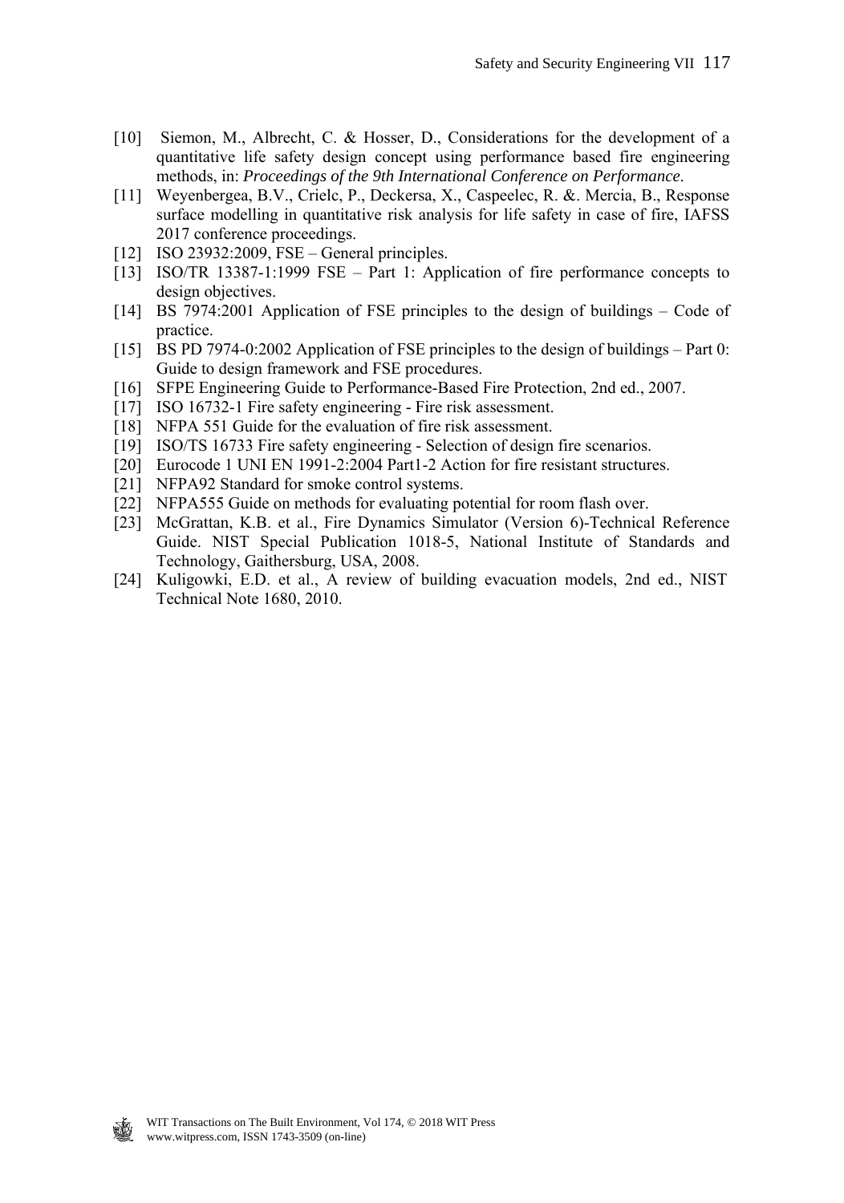[10] Siemon, M., Albrecht, C. & Hosser, D., Considerations for the development of a quantitative life safety design concept using performance based fire engineering methods, in: *Proceedings of the 9th International Conference on Performance*.

[11] Weyenbergea, B.V., Crielc, P., Deckersa, X., Caspeelec, R. &. Mercia, B., Response surface modelling in quantitative risk analysis for life safety in case of fire, IAFSS 2017 conference proceedings.

[12] ISO 23932:2009, FSE – General principles.

[13] ISO/TR 13387-1:1999 FSE – Part 1: Application of fire performance concepts to design objectives.

[14] BS 7974:2001 Application of FSE principles to the design of buildings – Code of practice.

[15] BS PD 7974-0:2002 Application of FSE principles to the design of buildings – Part 0: Guide to design framework and FSE procedures.

[16] SFPE Engineering Guide to Performance-Based Fire Protection, 2nd ed., 2007.

[17] ISO 16732-1 Fire safety engineering - Fire risk assessment.

[18] NFPA 551 Guide for the evaluation of fire risk assessment.

[19] ISO/TS 16733 Fire safety engineering - Selection of design fire scenarios.

[20] Eurocode 1 UNI EN 1991-2:2004 Part1-2 Action for fire resistant structures.

[21] NFPA92 Standard for smoke control systems.

[22] NFPA555 Guide on methods for evaluating potential for room flash over.

[23] McGrattan, K.B. et al., Fire Dynamics Simulator (Version 6)-Technical Reference Guide. NIST Special Publication 1018-5, National Institute of Standards and Technology, Gaithersburg, USA, 2008.

[24] Kuligowki, E.D. et al., A review of building evacuation models, 2nd ed., NIST Technical Note 1680, 2010.